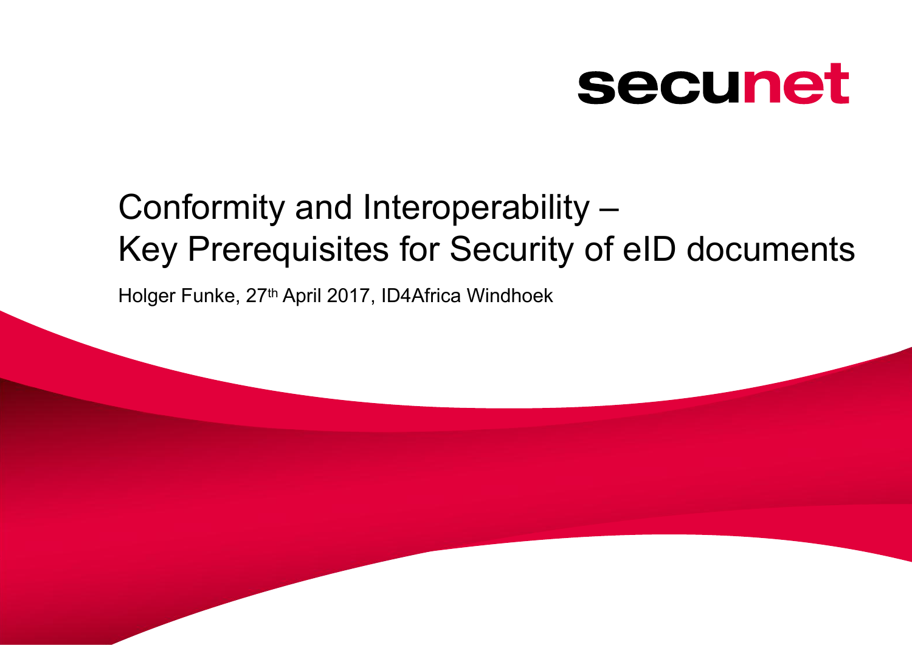secunet

# Conformity and Interoperability – Key Prerequisites for Security of eID documents

Holger Funke, 27th April 2017, ID4Africa Windhoek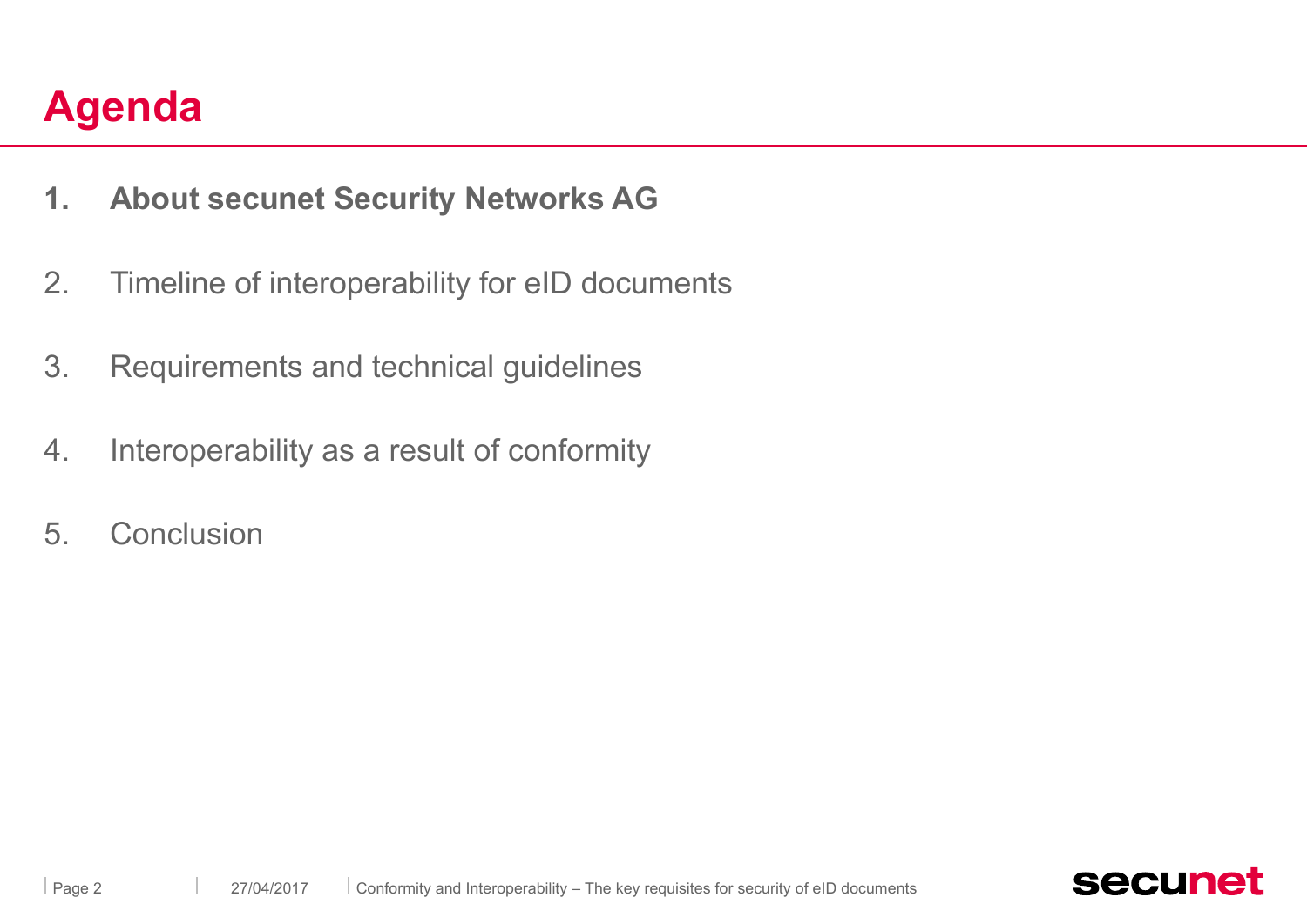# Agenda

1. **About secunet Security Networks AG**
2. Timeline of interoperability for eID documents
3. Requirements and technical guidelines
4. Interoperability as a result of conformity
5. Conclusion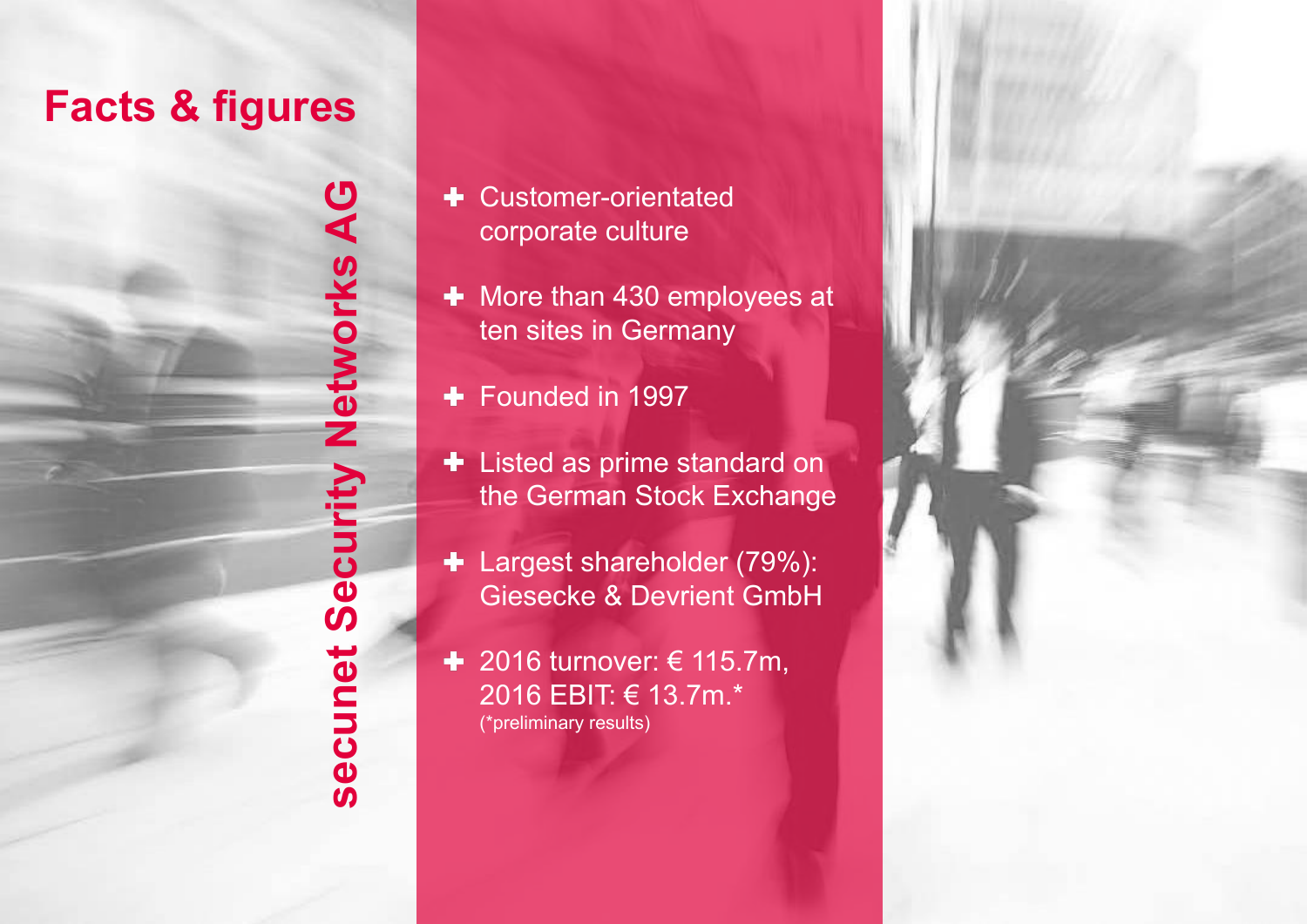# Facts & figures

## secunet Security Networks AG

- Customer-orientated corporate culture
- More than 430 employees at ten sites in Germany
- Founded in 1997
- Listed as prime standard on the German Stock Exchange
- Largest shareholder (79%): Giesecke & Devrient GmbH
- 2016 turnover: € 115.7m, 2016 EBIT: € 13.7m.*
  (*preliminary results)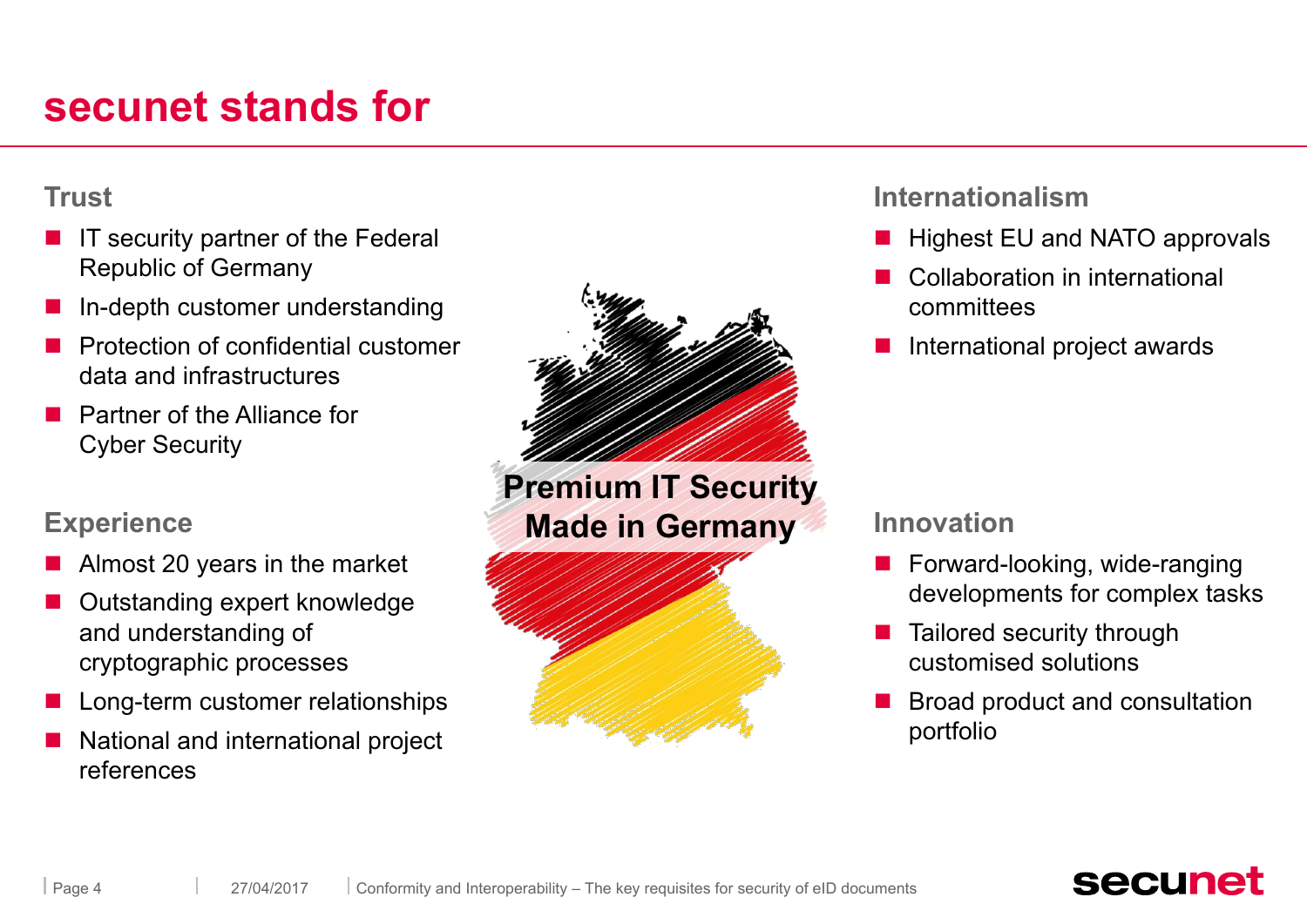# secunet stands for

## Trust

- IT security partner of the Federal Republic of Germany
- In-depth customer understanding
- Protection of confidential customer data and infrastructures
- Partner of the Alliance for Cyber Security

## Experience

- Almost 20 years in the market
- Outstanding expert knowledge and understanding of cryptographic processes
- Long-term customer relationships
- National and international project references

**Premium IT Security Made in Germany**

## Internationalism

- Highest EU and NATO approvals
- Collaboration in international committees
- International project awards

## Innovation

- Forward-looking, wide-ranging developments for complex tasks
- Tailored security through customised solutions
- Broad product and consultation portfolio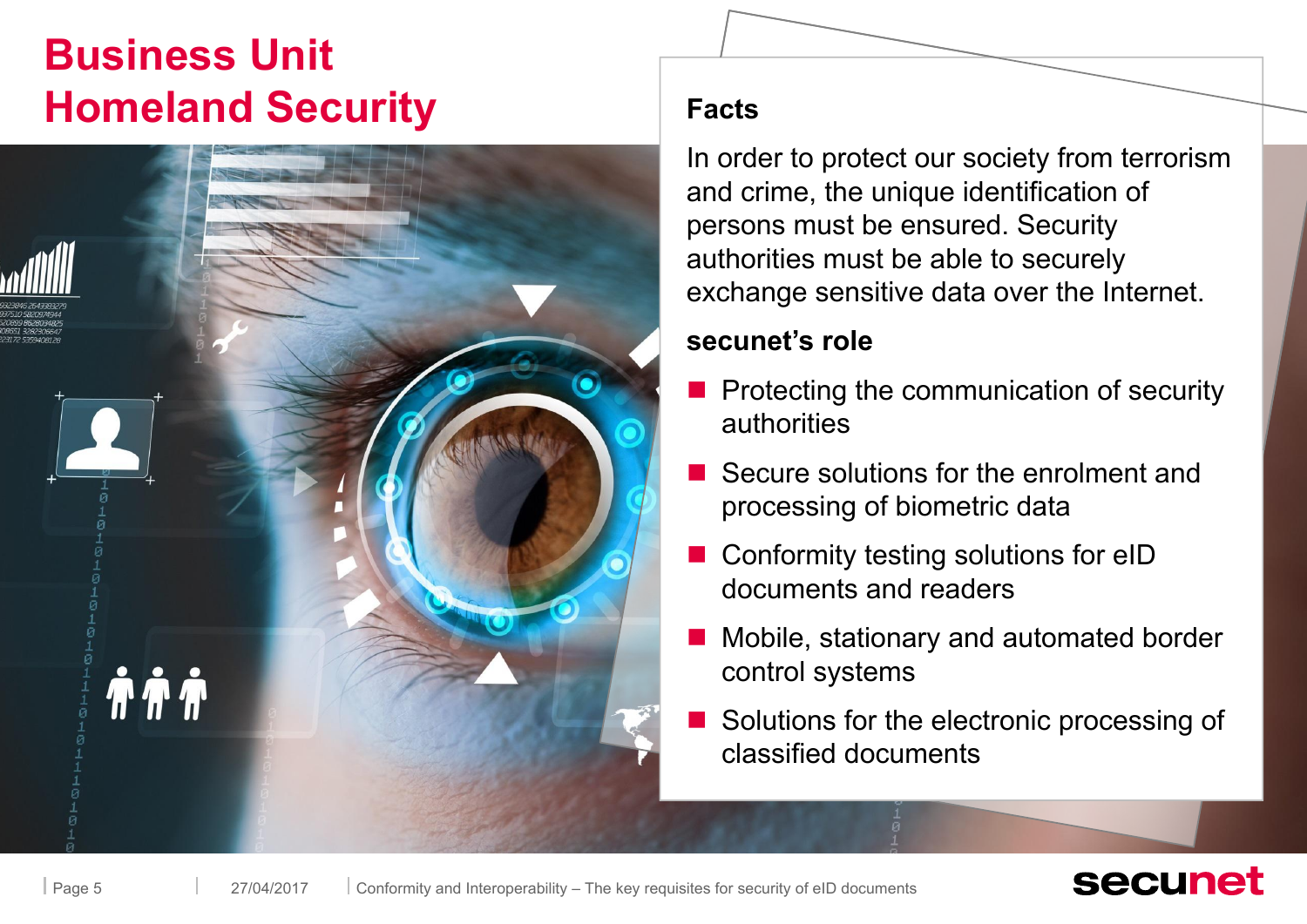# Business Unit Homeland Security

### Facts

In order to protect our society from terrorism and crime, the unique identification of persons must be ensured. Security authorities must be able to securely exchange sensitive data over the Internet.

### secunet's role

- Protecting the communication of security authorities
- Secure solutions for the enrolment and processing of biometric data
- Conformity testing solutions for eID documents and readers
- Mobile, stationary and automated border control systems
- Solutions for the electronic processing of classified documents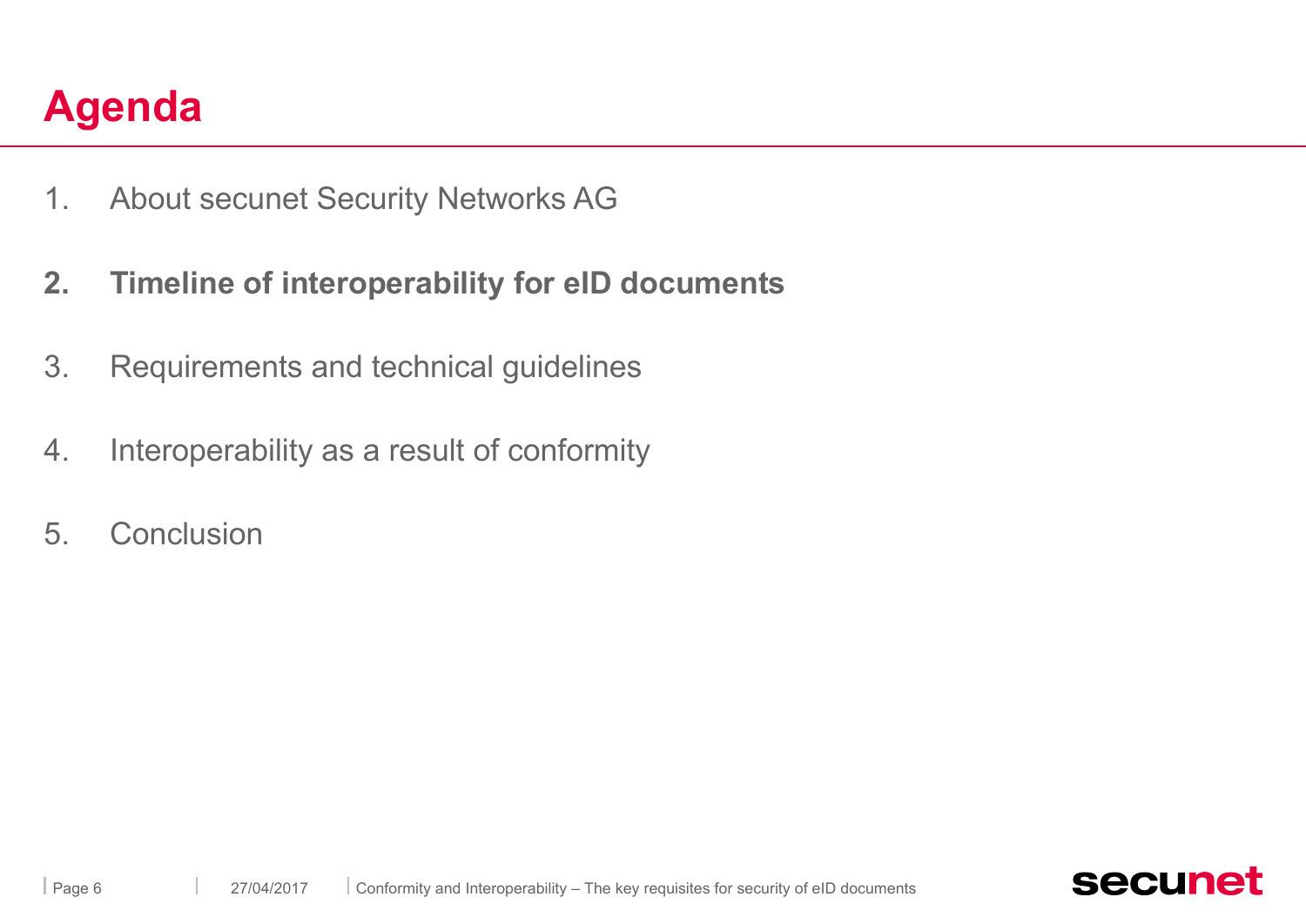# Agenda

1. About secunet Security Networks AG
2. **Timeline of interoperability for eID documents**
3. Requirements and technical guidelines
4. Interoperability as a result of conformity
5. Conclusion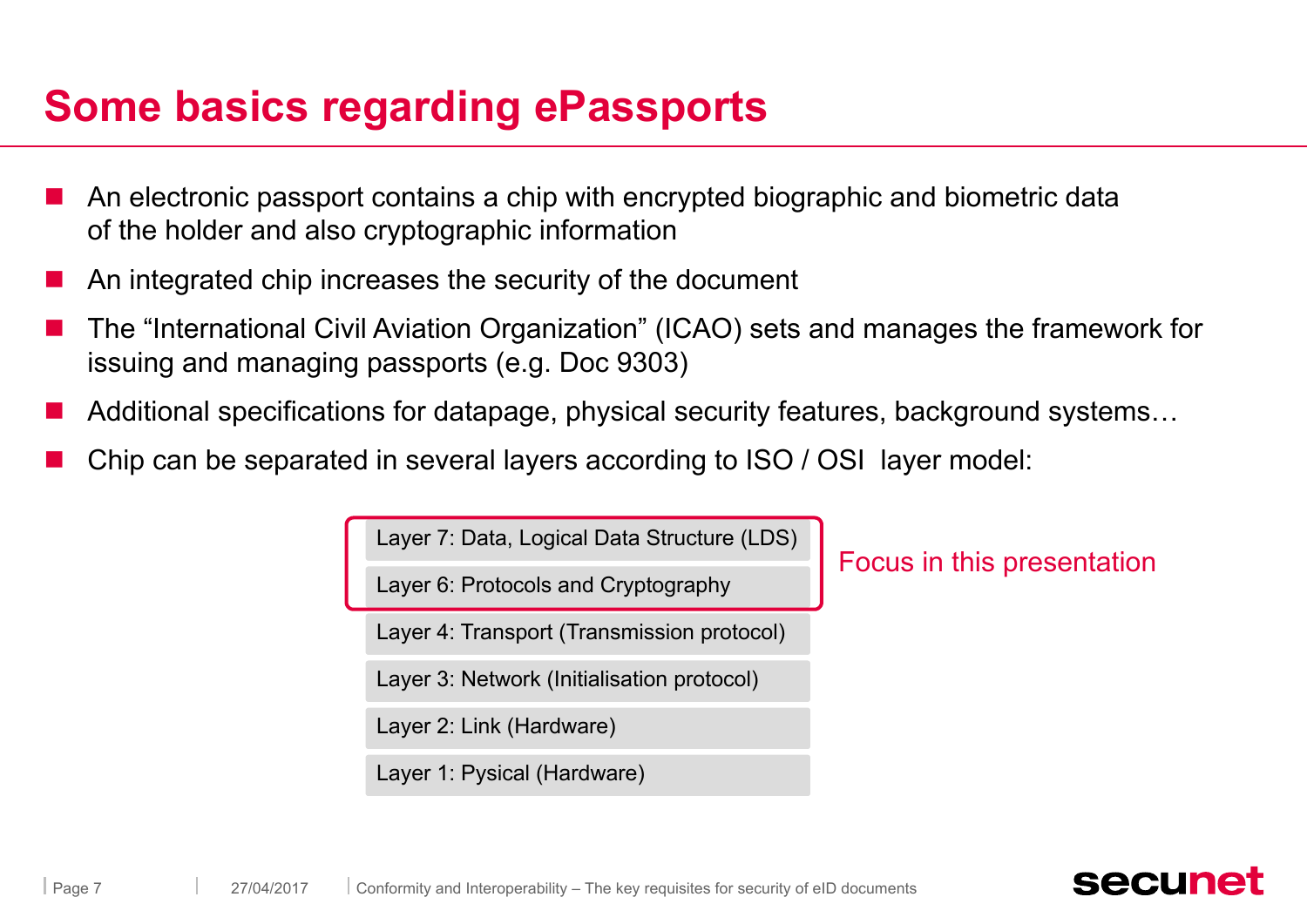# Some basics regarding ePassports

- An electronic passport contains a chip with encrypted biographic and biometric data of the holder and also cryptographic information
- An integrated chip increases the security of the document
- The “International Civil Aviation Organization” (ICAO) sets and manages the framework for issuing and managing passports (e.g. Doc 9303)
- Additional specifications for datapage, physical security features, background systems…
- Chip can be separated in several layers according to ISO / OSI layer model:

| Layer | |
|---|---|
| Layer 7: Data, Logical Data Structure (LDS) | Focus in this presentation |
| Layer 6: Protocols and Cryptography | Focus in this presentation |
| Layer 4: Transport (Transmission protocol) | |
| Layer 3: Network (Initialisation protocol) | |
| Layer 2: Link (Hardware) | |
| Layer 1: Pysical (Hardware) | |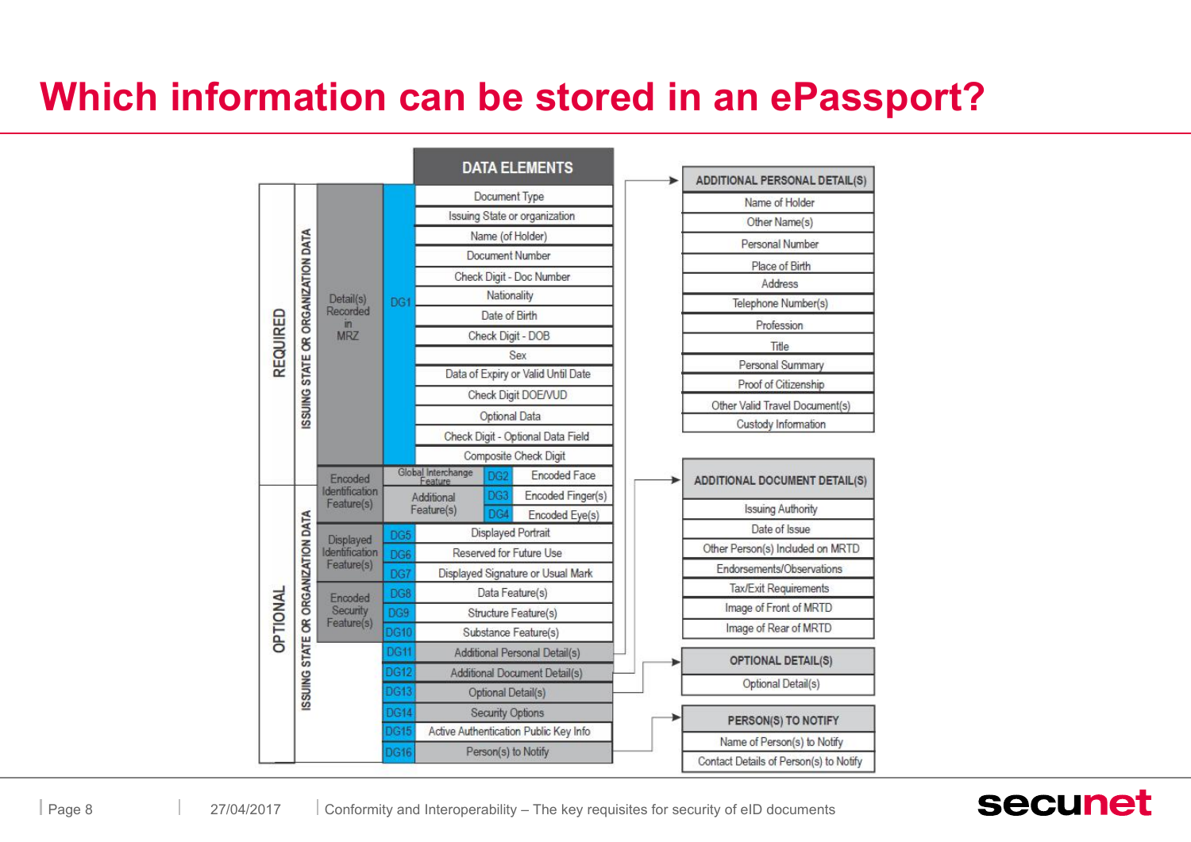# Which information can be stored in an ePassport?

| | | | | DATA ELEMENTS |
|---|---|---|---|---|
| REQUIRED | ISSUING STATE OR ORGANIZATION DATA | Detail(s) Recorded in MRZ | DG1 | Document Type |
| | | | | Issuing State or organization |
| | | | | Name (of Holder) |
| | | | | Document Number |
| | | | | Check Digit - Doc Number |
| | | | | Nationality |
| | | | | Date of Birth |
| | | | | Check Digit - DOB |
| | | | | Sex |
| | | | | Data of Expiry or Valid Until Date |
| | | | | Check Digit DOE/VUD |
| | | | | Optional Data |
| | | | | Check Digit - Optional Data Field |
| | | | | Composite Check Digit |
| | | Encoded Identification Feature(s) | Global Interchange Feature – DG2 | Encoded Face |
| OPTIONAL | ISSUING STATE OR ORGANIZATION DATA | | Additional Feature(s) – DG3 | Encoded Finger(s) |
| | | | Additional Feature(s) – DG4 | Encoded Eye(s) |
| | | Displayed Identification Feature(s) | DG5 | Displayed Portrait |
| | | | DG6 | Reserved for Future Use |
| | | | DG7 | Displayed Signature or Usual Mark |
| | | Encoded Security Feature(s) | DG8 | Data Feature(s) |
| | | | DG9 | Structure Feature(s) |
| | | | DG10 | Substance Feature(s) |
| | | | DG11 | Additional Personal Detail(s) |
| | | | DG12 | Additional Document Detail(s) |
| | | | DG13 | Optional Detail(s) |
| | | | DG14 | Security Options |
| | | | DG15 | Active Authentication Public Key Info |
| | | | DG16 | Person(s) to Notify |

| ADDITIONAL PERSONAL DETAIL(S) (DG11) |
|---|
| Name of Holder |
| Other Name(s) |
| Personal Number |
| Place of Birth |
| Address |
| Telephone Number(s) |
| Profession |
| Title |
| Personal Summary |
| Proof of Citizenship |
| Other Valid Travel Document(s) |
| Custody Information |

| ADDITIONAL DOCUMENT DETAIL(S) (DG12) |
|---|
| Issuing Authority |
| Date of Issue |
| Other Person(s) Included on MRTD |
| Endorsements/Observations |
| Tax/Exit Requirements |
| Image of Front of MRTD |
| Image of Rear of MRTD |

| OPTIONAL DETAIL(S) (DG13) |
|---|
| Optional Detail(s) |

| PERSON(S) TO NOTIFY (DG16) |
|---|
| Name of Person(s) to Notify |
| Contact Details of Person(s) to Notify |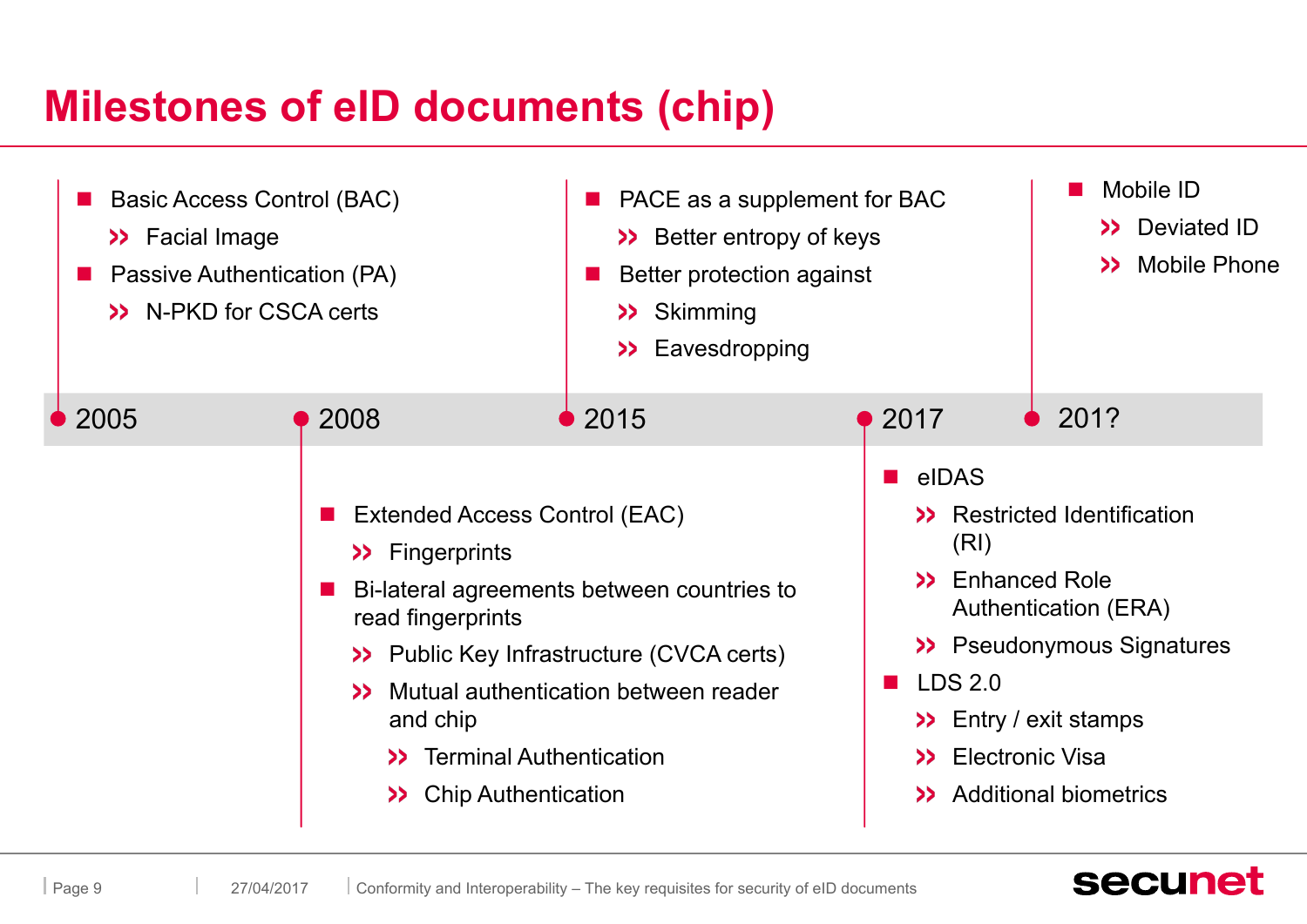# Milestones of eID documents (chip)

## 2005

- Basic Access Control (BAC)
  - Facial Image
- Passive Authentication (PA)
  - N-PKD for CSCA certs

## 2008

- Extended Access Control (EAC)
  - Fingerprints
- Bi-lateral agreements between countries to read fingerprints
  - Public Key Infrastructure (CVCA certs)
  - Mutual authentication between reader and chip
    - Terminal Authentication
    - Chip Authentication

## 2015

- PACE as a supplement for BAC
  - Better entropy of keys
- Better protection against
  - Skimming
  - Eavesdropping

## 2017

- eIDAS
  - Restricted Identification (RI)
  - Enhanced Role Authentication (ERA)
  - Pseudonymous Signatures
- LDS 2.0
  - Entry / exit stamps
  - Electronic Visa
  - Additional biometrics

## 201?

- Mobile ID
  - Deviated ID
  - Mobile Phone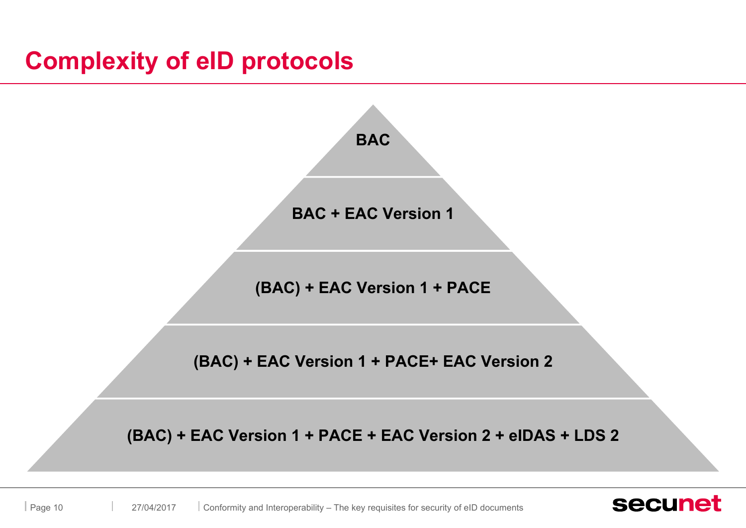# Complexity of eID protocols

- BAC
- BAC + EAC Version 1
- (BAC) + EAC Version 1 + PACE
- (BAC) + EAC Version 1 + PACE+ EAC Version 2
- (BAC) + EAC Version 1 + PACE + EAC Version 2 + eIDAS + LDS 2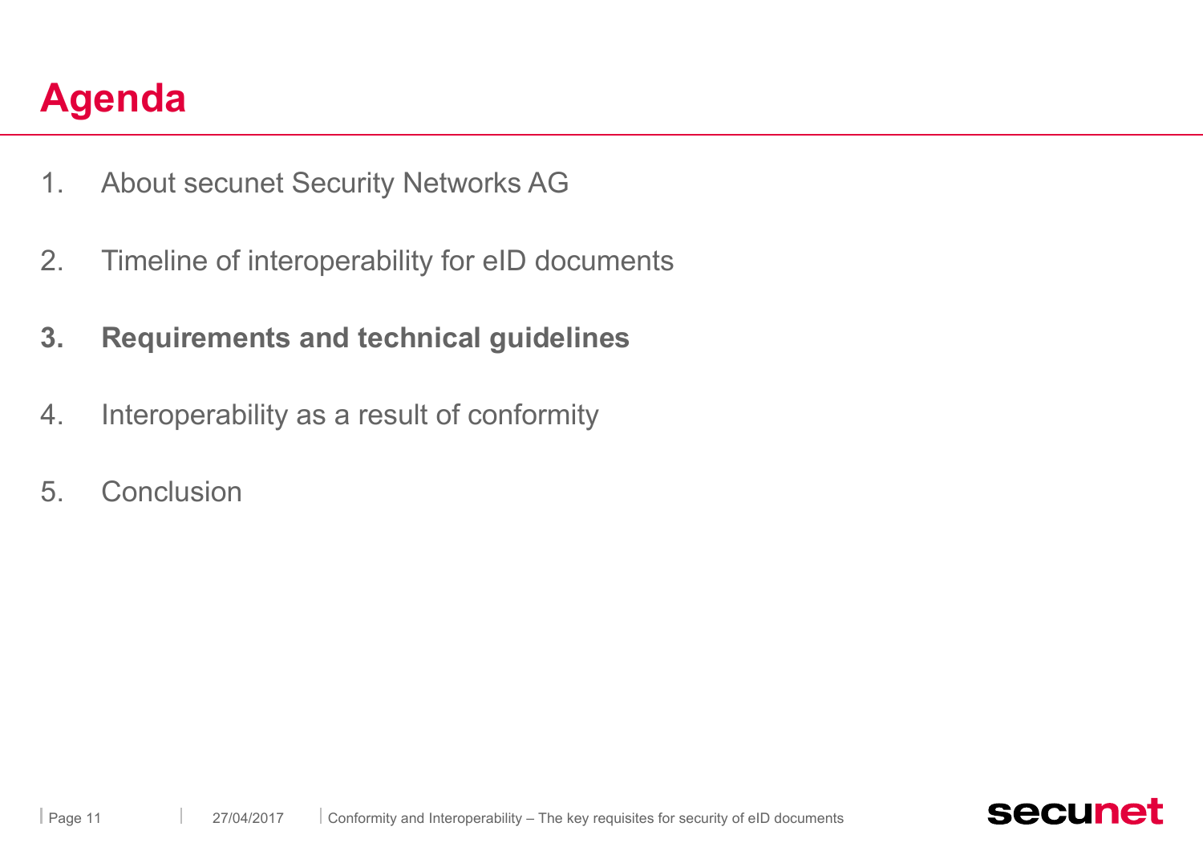# Agenda

1. About secunet Security Networks AG
2. Timeline of interoperability for eID documents
3. **Requirements and technical guidelines**
4. Interoperability as a result of conformity
5. Conclusion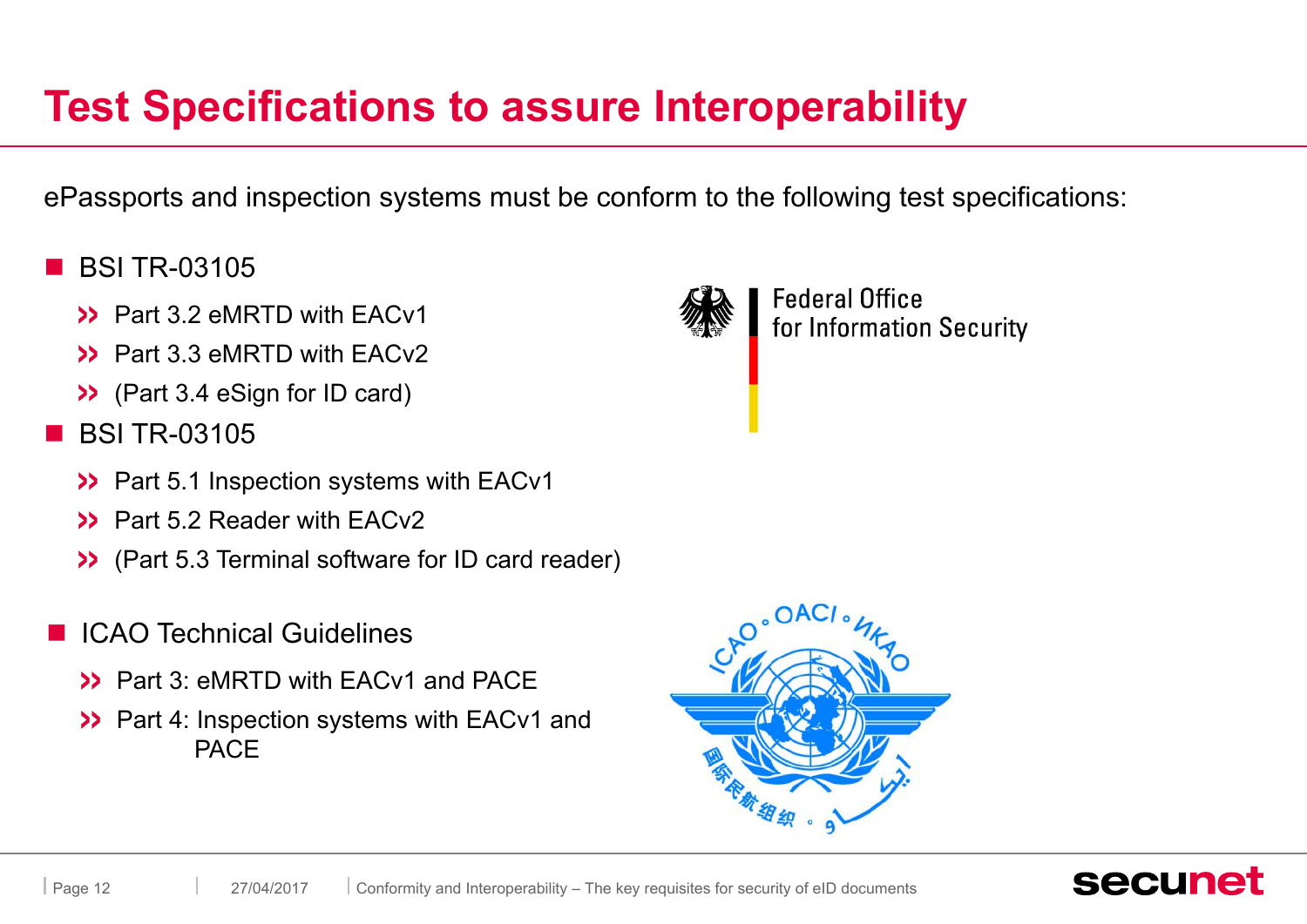# Test Specifications to assure Interoperability

ePassports and inspection systems must be conform to the following test specifications:

- BSI TR-03105
  - Part 3.2 eMRTD with EACv1
  - Part 3.3 eMRTD with EACv2
  - (Part 3.4 eSign for ID card)
- BSI TR-03105
  - Part 5.1 Inspection systems with EACv1
  - Part 5.2 Reader with EACv2
  - (Part 5.3 Terminal software for ID card reader)
- ICAO Technical Guidelines
  - Part 3: eMRTD with EACv1 and PACE
  - Part 4: Inspection systems with EACv1 and PACE

Federal Office for Information Security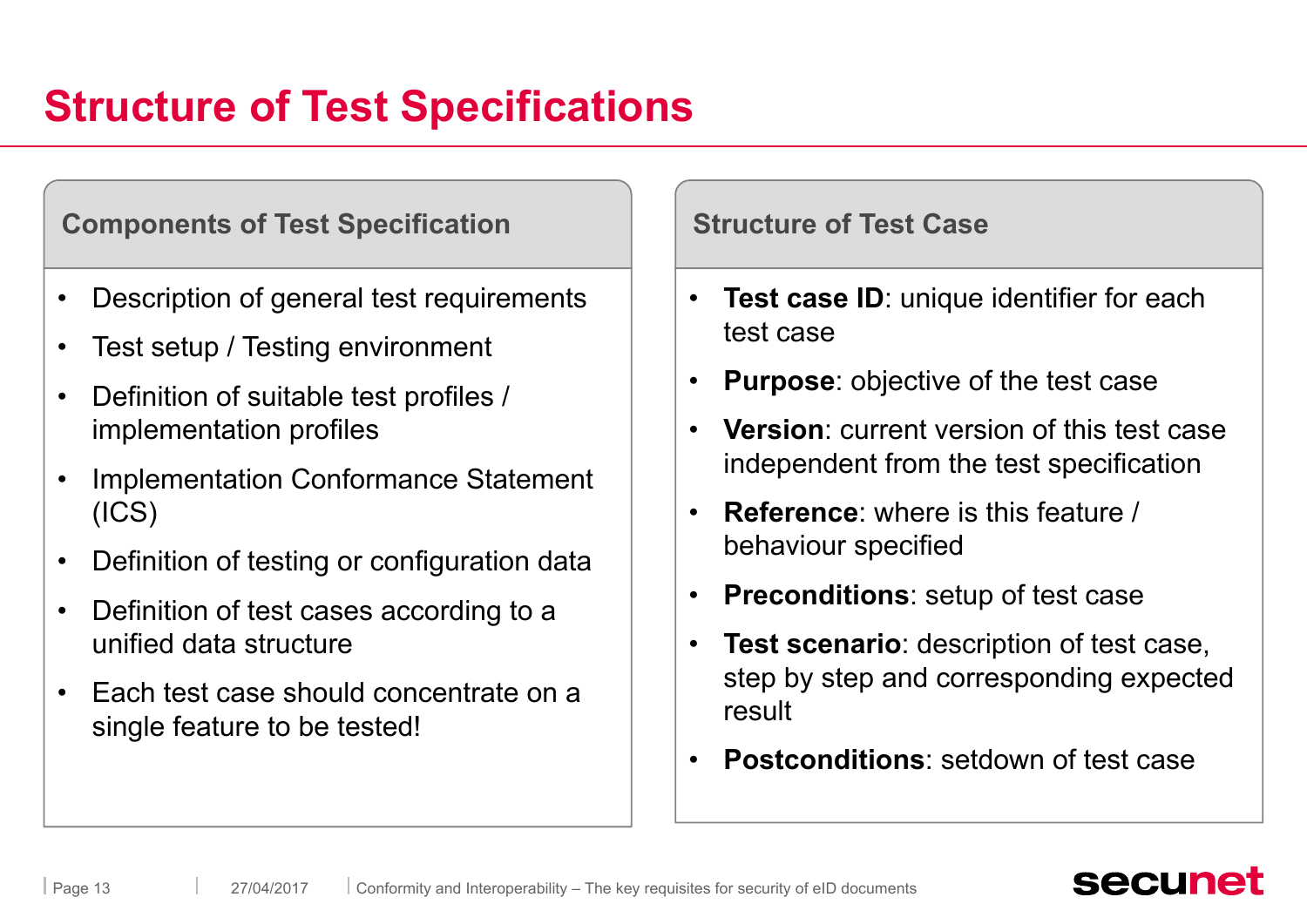# Structure of Test Specifications

## Components of Test Specification

- Description of general test requirements
- Test setup / Testing environment
- Definition of suitable test profiles / implementation profiles
- Implementation Conformance Statement (ICS)
- Definition of testing or configuration data
- Definition of test cases according to a unified data structure
- Each test case should concentrate on a single feature to be tested!

## Structure of Test Case

- **Test case ID**: unique identifier for each test case
- **Purpose**: objective of the test case
- **Version**: current version of this test case independent from the test specification
- **Reference**: where is this feature / behaviour specified
- **Preconditions**: setup of test case
- **Test scenario**: description of test case, step by step and corresponding expected result
- **Postconditions**: setdown of test case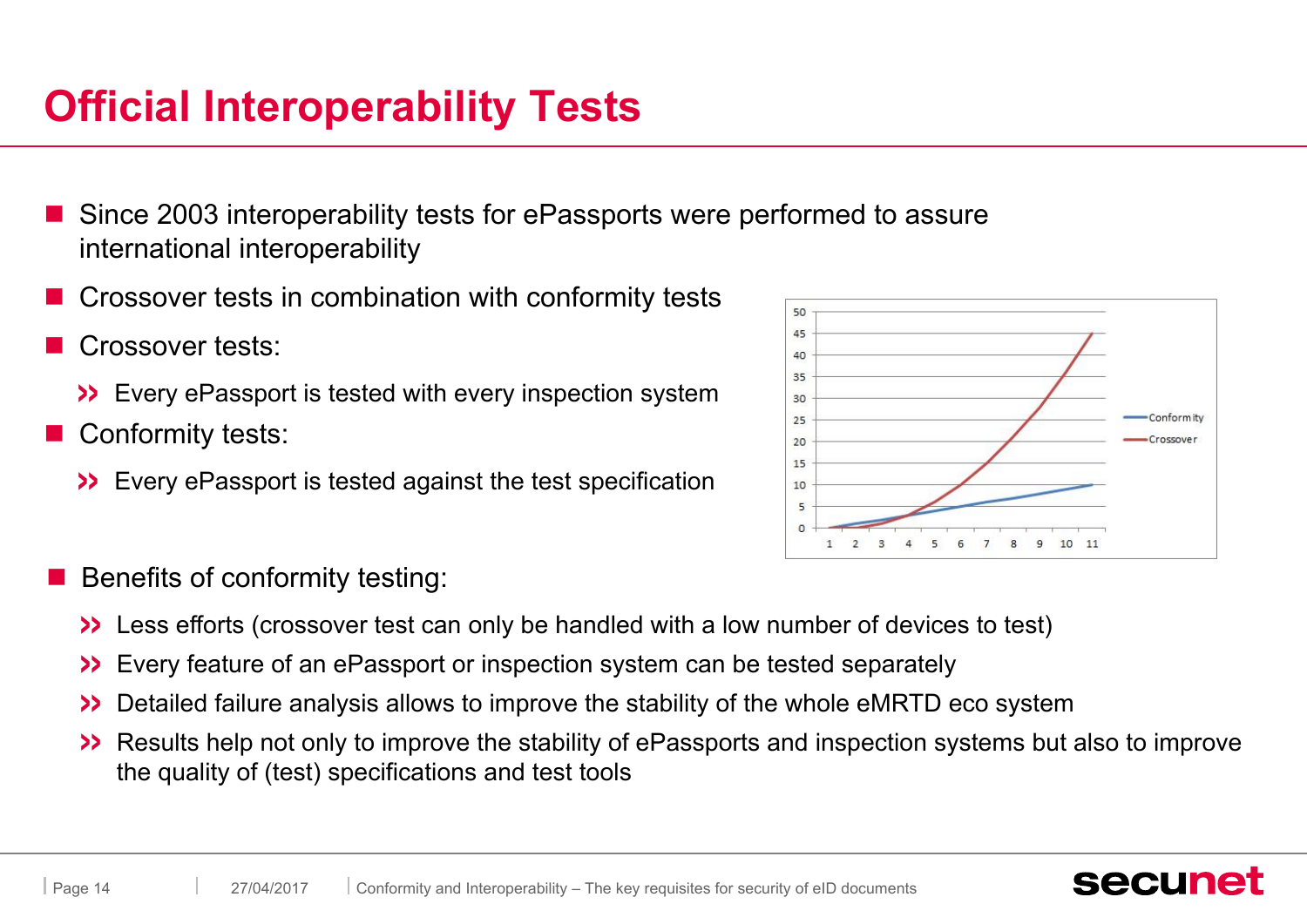# Official Interoperability Tests

- Since 2003 interoperability tests for ePassports were performed to assure international interoperability
- Crossover tests in combination with conformity tests
- Crossover tests:
  - Every ePassport is tested with every inspection system
- Conformity tests:
  - Every ePassport is tested against the test specification

- Benefits of conformity testing:
  - Less efforts (crossover test can only be handled with a low number of devices to test)
  - Every feature of an ePassport or inspection system can be tested separately
  - Detailed failure analysis allows to improve the stability of the whole eMRTD eco system
  - Results help not only to improve the stability of ePassports and inspection systems but also to improve the quality of (test) specifications and test tools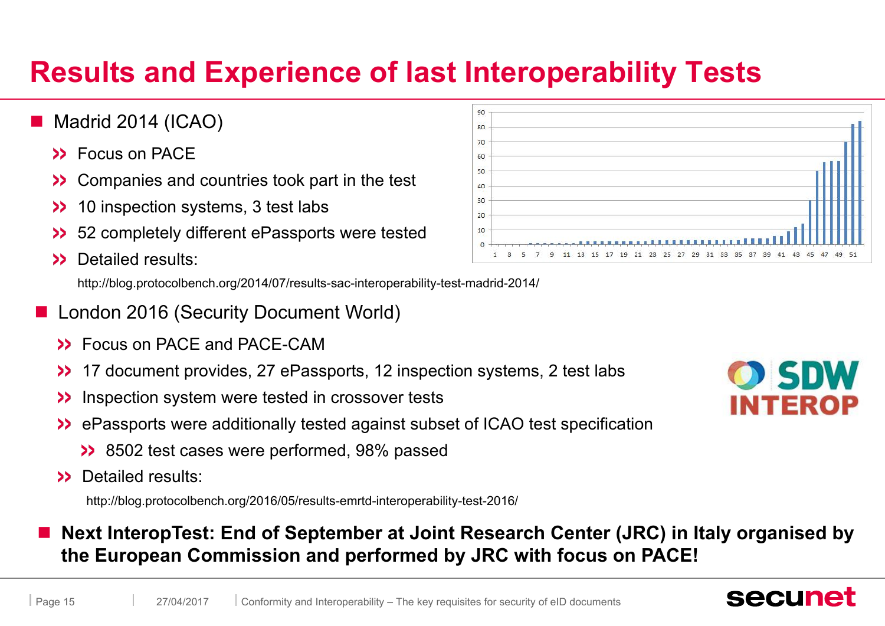# Results and Experience of last Interoperability Tests

- Madrid 2014 (ICAO)
  - Focus on PACE
  - Companies and countries took part in the test
  - 10 inspection systems, 3 test labs
  - 52 completely different ePassports were tested
  - Detailed results:

    http://blog.protocolbench.org/2014/07/results-sac-interoperability-test-madrid-2014/

- London 2016 (Security Document World)
  - Focus on PACE and PACE-CAM
  - 17 document provides, 27 ePassports, 12 inspection systems, 2 test labs
  - Inspection system were tested in crossover tests
  - ePassports were additionally tested against subset of ICAO test specification
    - 8502 test cases were performed, 98% passed
  - Detailed results:

    http://blog.protocolbench.org/2016/05/results-emrtd-interoperability-test-2016/

- **Next InteropTest: End of September at Joint Research Center (JRC) in Italy organised by the European Commission and performed by JRC with focus on PACE!**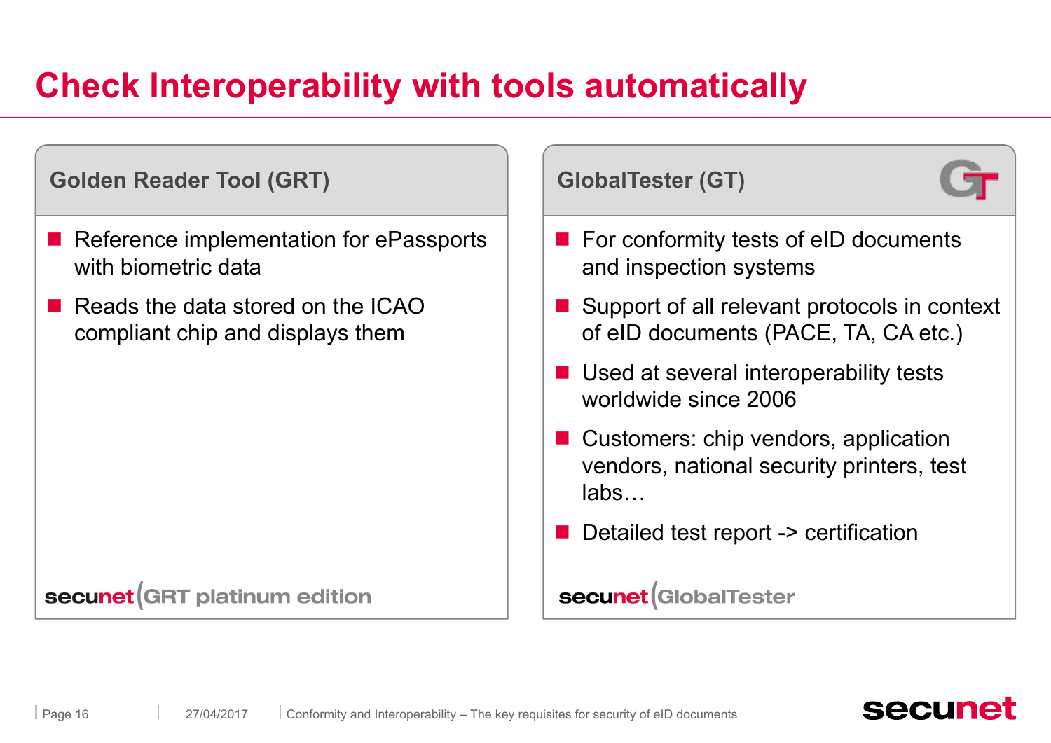# Check Interoperability with tools automatically

## Golden Reader Tool (GRT)

- Reference implementation for ePassports with biometric data
- Reads the data stored on the ICAO compliant chip and displays them

secunet GRT platinum edition

## GlobalTester (GT)

- For conformity tests of eID documents and inspection systems
- Support of all relevant protocols in context of eID documents (PACE, TA, CA etc.)
- Used at several interoperability tests worldwide since 2006
- Customers: chip vendors, application vendors, national security printers, test labs…
- Detailed test report -> certification

secunet GlobalTester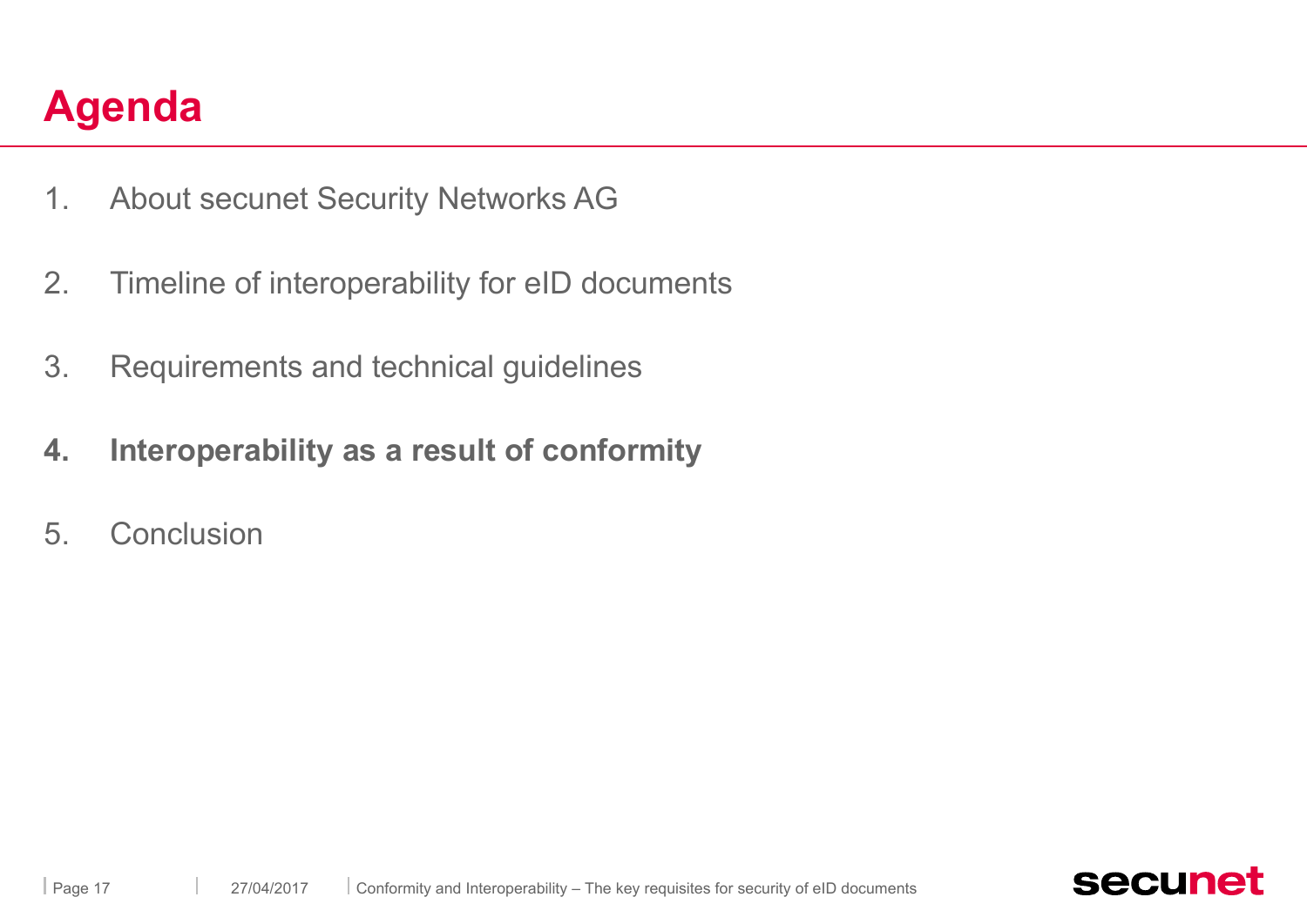# Agenda

1. About secunet Security Networks AG
2. Timeline of interoperability for eID documents
3. Requirements and technical guidelines
4. **Interoperability as a result of conformity**
5. Conclusion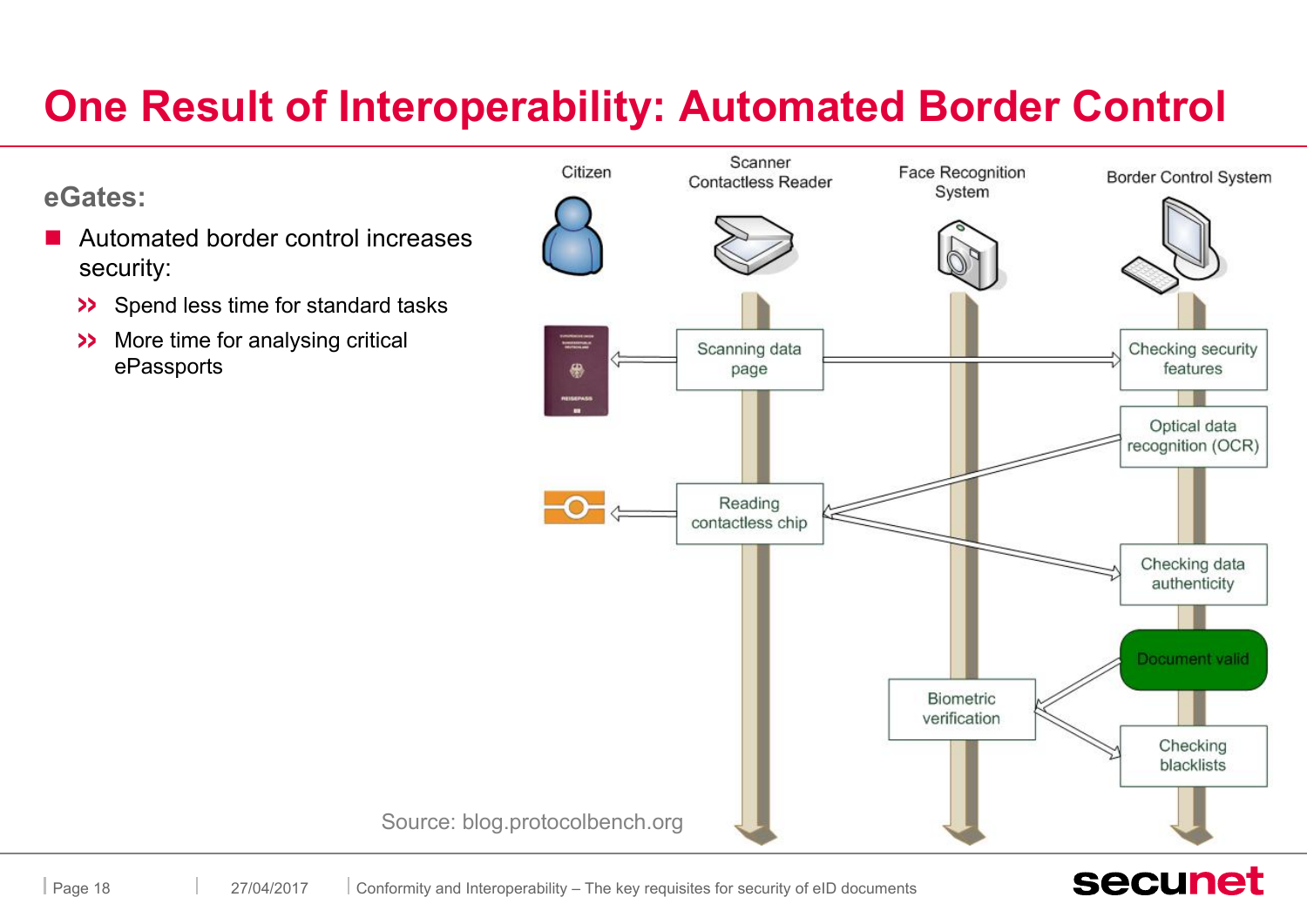# One Result of Interoperability: Automated Border Control

**eGates:**

- Automated border control increases security:
  - Spend less time for standard tasks
  - More time for analysing critical ePassports

Citin
Citizen

Scanner Contactless Reader

Face Recognition System

Border Control System

Scanning data page

Checking security features

Optical data recognition (OCR)

Reading contactless chip

Checking data authenticity

Document valid

Biometric verification

Checking blacklists

Source: blog.protocolbench.org

# One Result of Interoperability: Automated Border Control

**eGates:**

- Automated border control increases security:
  - Spend less time for standard tasks
  - More time for analysing critical ePassports

Citizen

Scanner Contactless Reader

Face Recognition System

Border Control System

Scanning data page

Checking security features

Optical data recognition (OCR)

Reading contactless chip

Checking data authenticity

Document valid

Biometric verification

Checking blacklists

Source: blog.protocolbench.org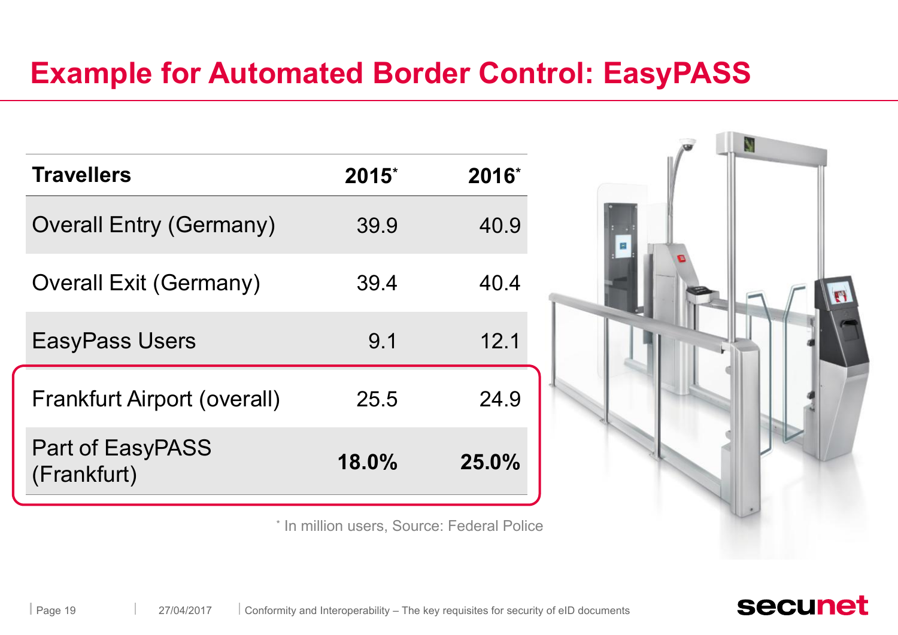# Example for Automated Border Control: EasyPASS

| Travellers | 2015* | 2016* |
|---|---|---|
| Overall Entry (Germany) | 39.9 | 40.9 |
| Overall Exit (Germany) | 39.4 | 40.4 |
| EasyPass Users | 9.1 | 12.1 |
| Frankfurt Airport (overall) | 25.5 | 24.9 |
| Part of EasyPASS (Frankfurt) | **18.0%** | **25.0%** |

\* In million users, Source: Federal Police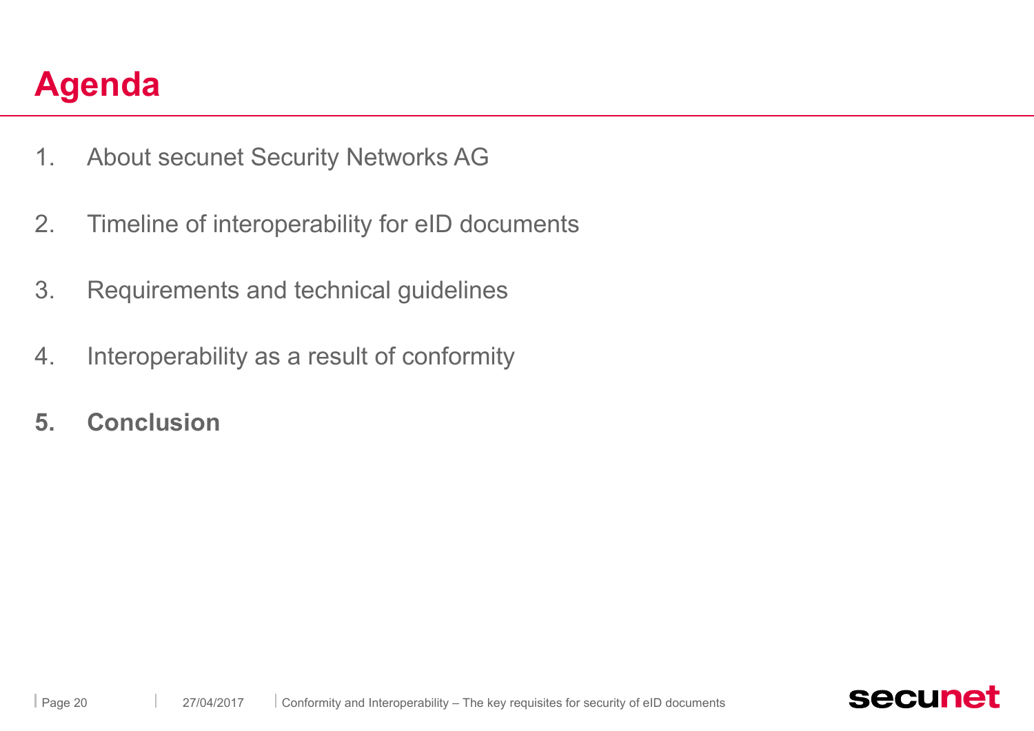# Agenda

1. About secunet Security Networks AG
2. Timeline of interoperability for eID documents
3. Requirements and technical guidelines
4. Interoperability as a result of conformity
5. **Conclusion**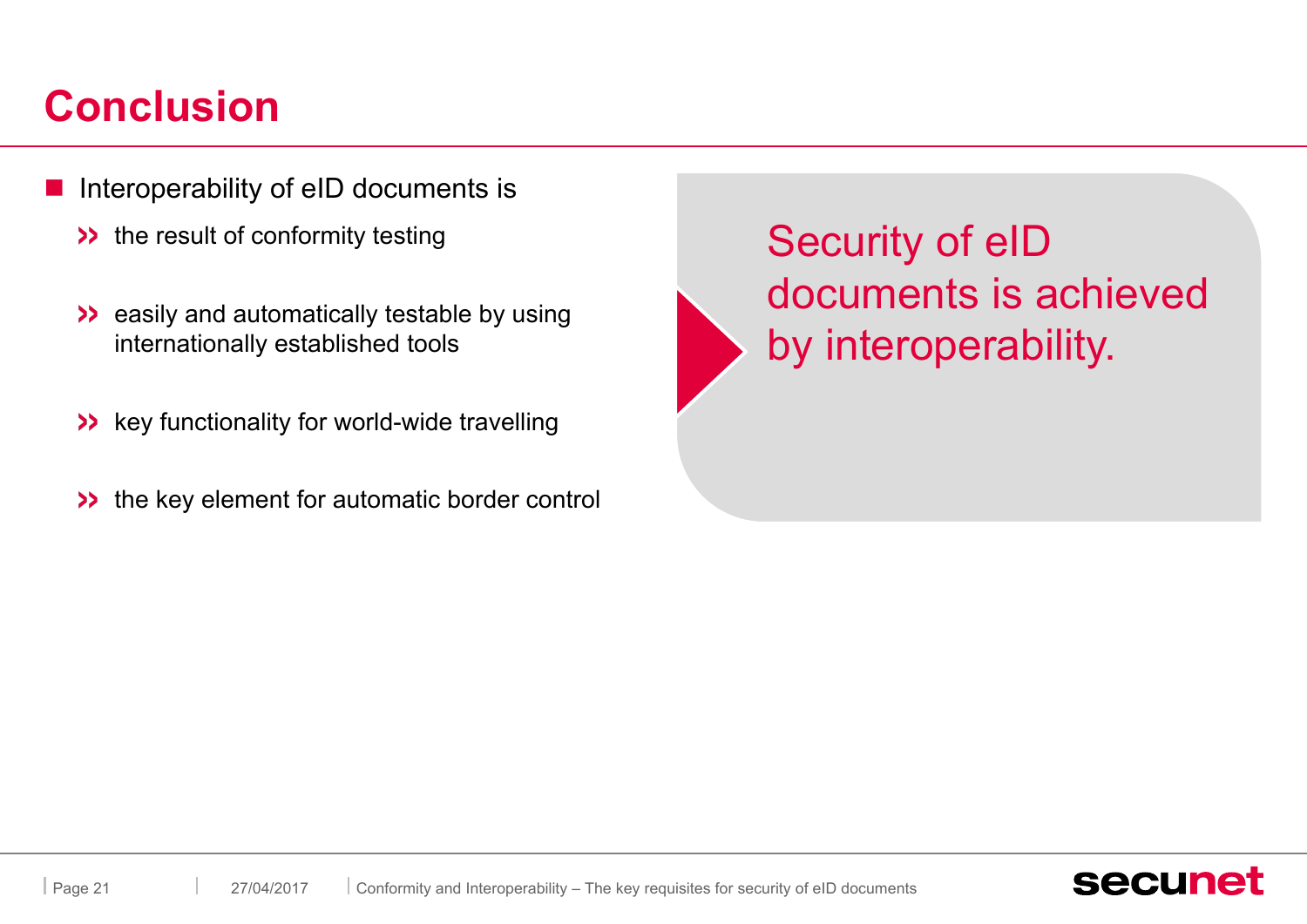# Conclusion

- Interoperability of eID documents is
  - the result of conformity testing
  - easily and automatically testable by using internationally established tools
  - key functionality for world-wide travelling
  - the key element for automatic border control

Security of eID documents is achieved by interoperability.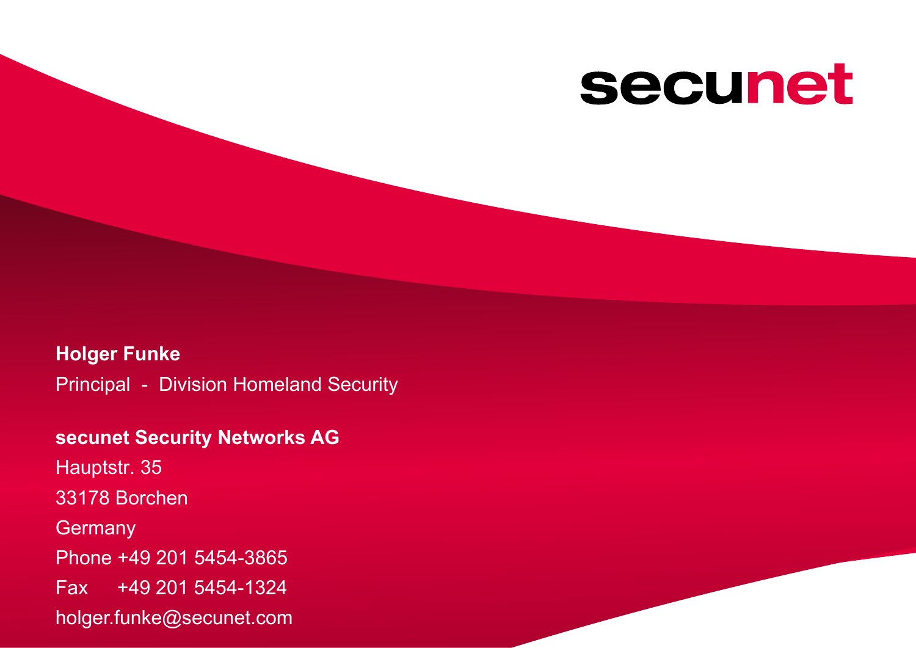secunet

**Holger Funke**

Principal - Division Homeland Security

**secunet Security Networks AG**

Hauptstr. 35

33178 Borchen

Germany

Phone +49 201 5454-3865

Fax +49 201 5454-1324

holger.funke@secunet.com